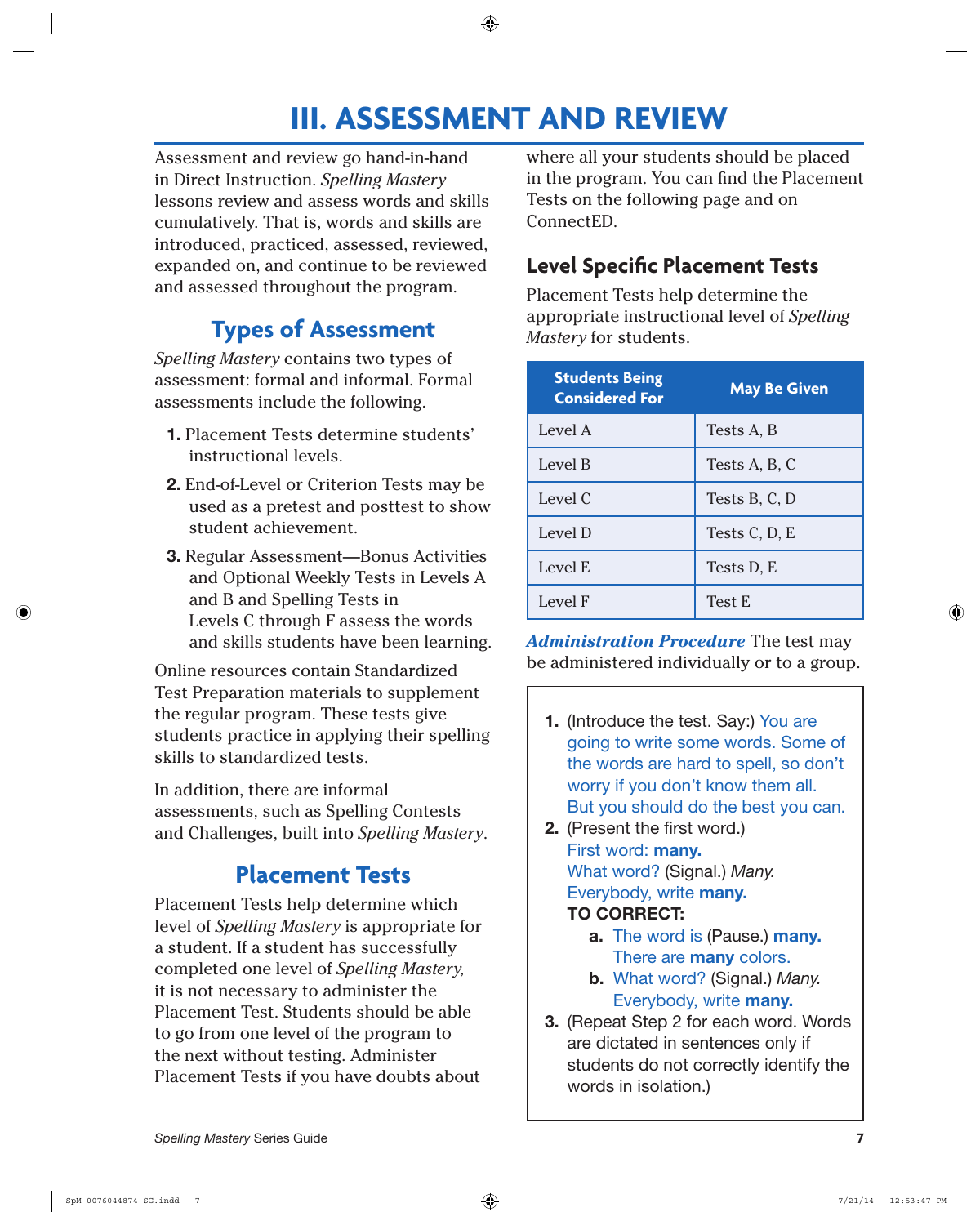# III. ASSESSMENT AND REVIEW

Assessment and review go hand-in-hand in Direct Instruction. *Spelling Mastery* lessons review and assess words and skills cumulatively. That is, words and skills are introduced, practiced, assessed, reviewed, expanded on, and continue to be reviewed and assessed throughout the program.

## Types of Assessment

*Spelling Mastery* contains two types of assessment: formal and informal. Formal assessments include the following.

1. Placement Tests determine students' instructional levels.
2. End-of-Level or Criterion Tests may be used as a pretest and posttest to show student achievement.
3. Regular Assessment—Bonus Activities and Optional Weekly Tests in Levels A and B and Spelling Tests in Levels C through F assess the words and skills students have been learning.

Online resources contain Standardized Test Preparation materials to supplement the regular program. These tests give students practice in applying their spelling skills to standardized tests.

In addition, there are informal assessments, such as Spelling Contests and Challenges, built into *Spelling Mastery*.

## Placement Tests

Placement Tests help determine which level of *Spelling Mastery* is appropriate for a student. If a student has successfully completed one level of *Spelling Mastery,* it is not necessary to administer the Placement Test. Students should be able to go from one level of the program to the next without testing. Administer Placement Tests if you have doubts about where all your students should be placed in the program. You can find the Placement Tests on the following page and on ConnectED.

### Level Specific Placement Tests

Placement Tests help determine the appropriate instructional level of *Spelling Mastery* for students.

| Students Being Considered For | May Be Given |
|---|---|
| Level A | Tests A, B |
| Level B | Tests A, B, C |
| Level C | Tests B, C, D |
| Level D | Tests C, D, E |
| Level E | Tests D, E |
| Level F | Test E |

***Administration Procedure*** The test may be administered individually or to a group.

1. (Introduce the test. Say:) You are going to write some words. Some of the words are hard to spell, so don't worry if you don't know them all. But you should do the best you can.
2. (Present the first word.)
   First word: **many.**
   What word? (Signal.) *Many.*
   Everybody, write **many.**
   **TO CORRECT:**
   a. The word is (Pause.) **many.** There are **many** colors.
   b. What word? (Signal.) *Many.* Everybody, write **many.**
3. (Repeat Step 2 for each word. Words are dictated in sentences only if students do not correctly identify the words in isolation.)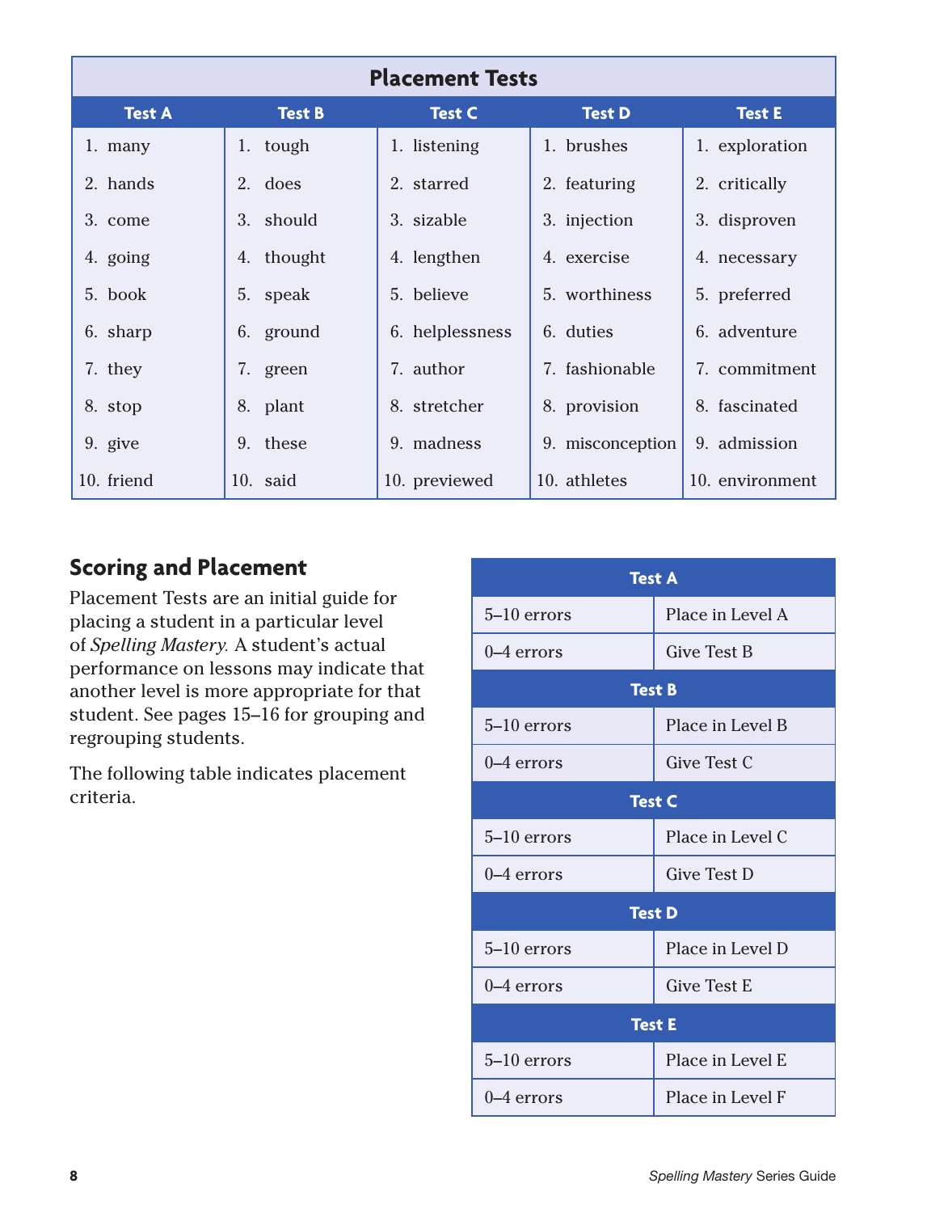| Placement Tests | | | | |
|---|---|---|---|---|
| **Test A** | **Test B** | **Test C** | **Test D** | **Test E** |
| 1. many | 1. tough | 1. listening | 1. brushes | 1. exploration |
| 2. hands | 2. does | 2. starred | 2. featuring | 2. critically |
| 3. come | 3. should | 3. sizable | 3. injection | 3. disproven |
| 4. going | 4. thought | 4. lengthen | 4. exercise | 4. necessary |
| 5. book | 5. speak | 5. believe | 5. worthiness | 5. preferred |
| 6. sharp | 6. ground | 6. helplessness | 6. duties | 6. adventure |
| 7. they | 7. green | 7. author | 7. fashionable | 7. commitment |
| 8. stop | 8. plant | 8. stretcher | 8. provision | 8. fascinated |
| 9. give | 9. these | 9. madness | 9. misconception | 9. admission |
| 10. friend | 10. said | 10. previewed | 10. athletes | 10. environment |

## Scoring and Placement

Placement Tests are an initial guide for placing a student in a particular level of *Spelling Mastery.* A student's actual performance on lessons may indicate that another level is more appropriate for that student. See pages 15–16 for grouping and regrouping students.

The following table indicates placement criteria.

| Test A | |
|---|---|
| 5–10 errors | Place in Level A |
| 0–4 errors | Give Test B |
| **Test B** | |
| 5–10 errors | Place in Level B |
| 0–4 errors | Give Test C |
| **Test C** | |
| 5–10 errors | Place in Level C |
| 0–4 errors | Give Test D |
| **Test D** | |
| 5–10 errors | Place in Level D |
| 0–4 errors | Give Test E |
| **Test E** | |
| 5–10 errors | Place in Level E |
| 0–4 errors | Place in Level F |